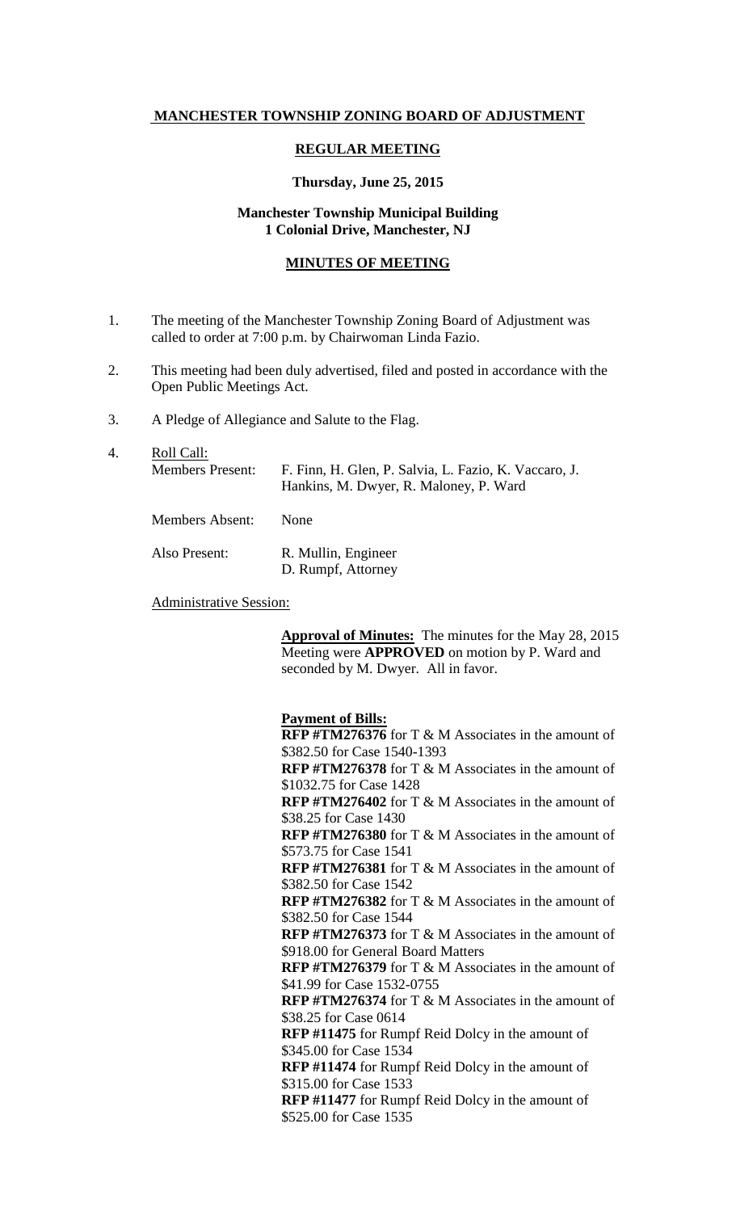# **MANCHESTER TOWNSHIP ZONING BOARD OF ADJUSTMENT**

## **REGULAR MEETING**

**Thursday, June 25, 2015**

**Manchester Township Municipal Building**
**1 Colonial Drive, Manchester, NJ**

## **MINUTES OF MEETING**

1. The meeting of the Manchester Township Zoning Board of Adjustment was called to order at 7:00 p.m. by Chairwoman Linda Fazio.

2. This meeting had been duly advertised, filed and posted in accordance with the Open Public Meetings Act.

3. A Pledge of Allegiance and Salute to the Flag.

4. Roll Call:

| | |
|---|---|
| Members Present: | F. Finn, H. Glen, P. Salvia, L. Fazio, K. Vaccaro, J. Hankins, M. Dwyer, R. Maloney, P. Ward |
| Members Absent: | None |
| Also Present: | R. Mullin, Engineer<br>D. Rumpf, Attorney |

Administrative Session:

**Approval of Minutes:** The minutes for the May 28, 2015 Meeting were **APPROVED** on motion by P. Ward and seconded by M. Dwyer. All in favor.

**Payment of Bills:**
**RFP #TM276376** for T & M Associates in the amount of $382.50 for Case 1540-1393
**RFP #TM276378** for T & M Associates in the amount of $1032.75 for Case 1428
**RFP #TM276402** for T & M Associates in the amount of $38.25 for Case 1430
**RFP #TM276380** for T & M Associates in the amount of $573.75 for Case 1541
**RFP #TM276381** for T & M Associates in the amount of $382.50 for Case 1542
**RFP #TM276382** for T & M Associates in the amount of $382.50 for Case 1544
**RFP #TM276373** for T & M Associates in the amount of $918.00 for General Board Matters
**RFP #TM276379** for T & M Associates in the amount of $41.99 for Case 1532-0755
**RFP #TM276374** for T & M Associates in the amount of $38.25 for Case 0614
**RFP #11475** for Rumpf Reid Dolcy in the amount of $345.00 for Case 1534
**RFP #11474** for Rumpf Reid Dolcy in the amount of $315.00 for Case 1533
**RFP #11477** for Rumpf Reid Dolcy in the amount of $525.00 for Case 1535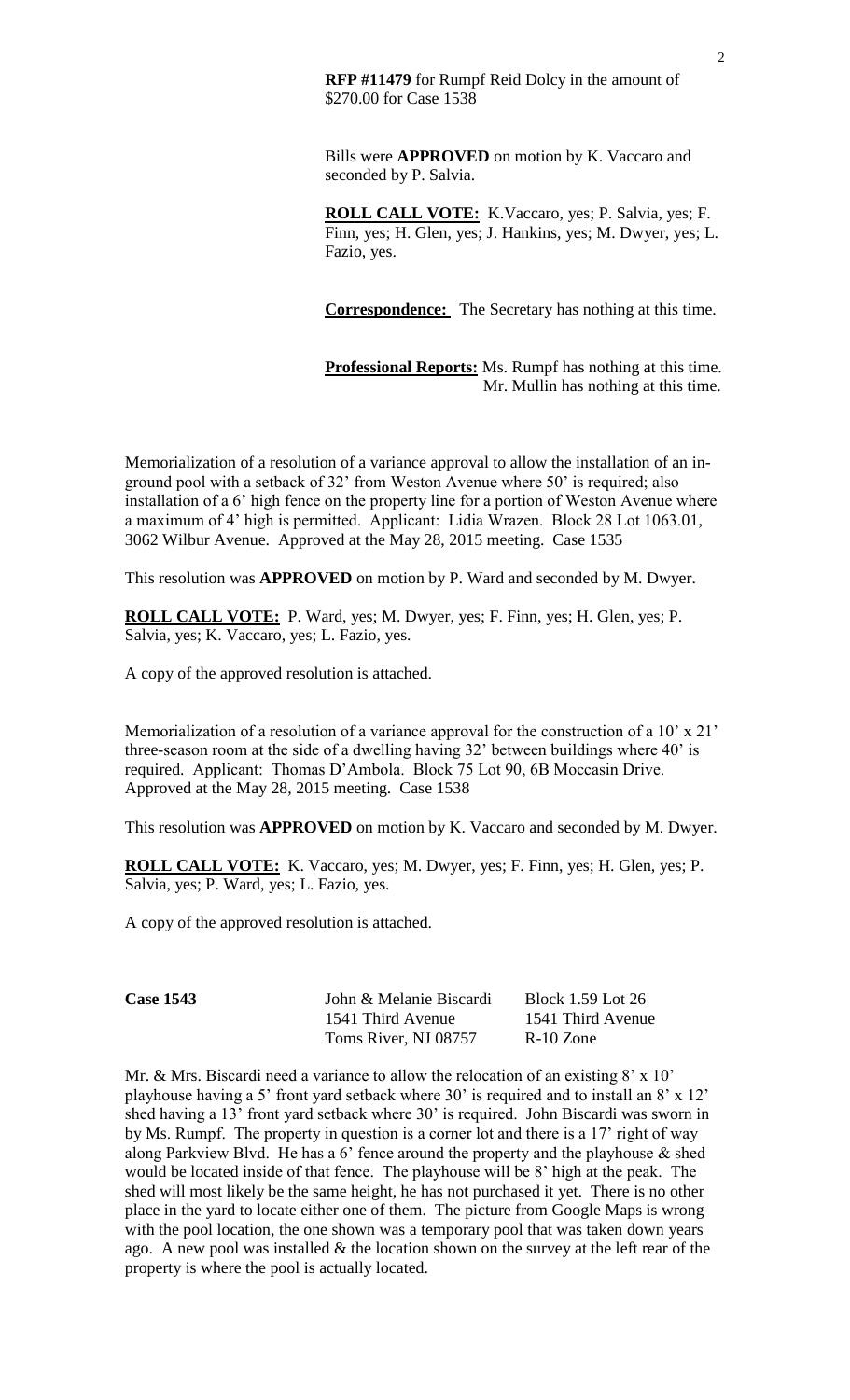**RFP #11479** for Rumpf Reid Dolcy in the amount of $270.00 for Case 1538

Bills were **APPROVED** on motion by K. Vaccaro and seconded by P. Salvia.

**ROLL CALL VOTE:** K.Vaccaro, yes; P. Salvia, yes; F. Finn, yes; H. Glen, yes; J. Hankins, yes; M. Dwyer, yes; L. Fazio, yes.

**Correspondence:** The Secretary has nothing at this time.

**Professional Reports:** Ms. Rumpf has nothing at this time.
Mr. Mullin has nothing at this time.

Memorialization of a resolution of a variance approval to allow the installation of an in-ground pool with a setback of 32' from Weston Avenue where 50' is required; also installation of a 6' high fence on the property line for a portion of Weston Avenue where a maximum of 4' high is permitted. Applicant: Lidia Wrazen. Block 28 Lot 1063.01, 3062 Wilbur Avenue. Approved at the May 28, 2015 meeting. Case 1535

This resolution was **APPROVED** on motion by P. Ward and seconded by M. Dwyer.

**ROLL CALL VOTE:** P. Ward, yes; M. Dwyer, yes; F. Finn, yes; H. Glen, yes; P. Salvia, yes; K. Vaccaro, yes; L. Fazio, yes.

A copy of the approved resolution is attached.

Memorialization of a resolution of a variance approval for the construction of a 10' x 21' three-season room at the side of a dwelling having 32' between buildings where 40' is required. Applicant: Thomas D'Ambola. Block 75 Lot 90, 6B Moccasin Drive. Approved at the May 28, 2015 meeting. Case 1538

This resolution was **APPROVED** on motion by K. Vaccaro and seconded by M. Dwyer.

**ROLL CALL VOTE:** K. Vaccaro, yes; M. Dwyer, yes; F. Finn, yes; H. Glen, yes; P. Salvia, yes; P. Ward, yes; L. Fazio, yes.

A copy of the approved resolution is attached.

| **Case 1543** | John & Melanie Biscardi | Block 1.59 Lot 26 |
|---|---|---|
| | 1541 Third Avenue | 1541 Third Avenue |
| | Toms River, NJ 08757 | R-10 Zone |

Mr. & Mrs. Biscardi need a variance to allow the relocation of an existing 8' x 10' playhouse having a 5' front yard setback where 30' is required and to install an 8' x 12' shed having a 13' front yard setback where 30' is required. John Biscardi was sworn in by Ms. Rumpf. The property in question is a corner lot and there is a 17' right of way along Parkview Blvd. He has a 6' fence around the property and the playhouse & shed would be located inside of that fence. The playhouse will be 8' high at the peak. The shed will most likely be the same height, he has not purchased it yet. There is no other place in the yard to locate either one of them. The picture from Google Maps is wrong with the pool location, the one shown was a temporary pool that was taken down years ago. A new pool was installed & the location shown on the survey at the left rear of the property is where the pool is actually located.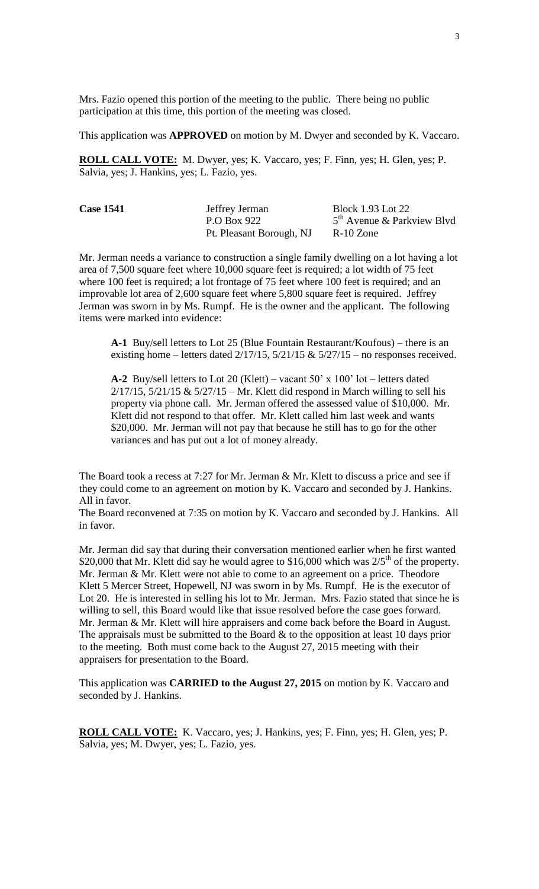Mrs. Fazio opened this portion of the meeting to the public. There being no public participation at this time, this portion of the meeting was closed.

This application was **APPROVED** on motion by M. Dwyer and seconded by K. Vaccaro.

**ROLL CALL VOTE:** M. Dwyer, yes; K. Vaccaro, yes; F. Finn, yes; H. Glen, yes; P. Salvia, yes; J. Hankins, yes; L. Fazio, yes.

| **Case 1541** | Jeffrey Jerman | Block 1.93 Lot 22 |
|---|---|---|
| | P.O Box 922 | 5th Avenue & Parkview Blvd |
| | Pt. Pleasant Borough, NJ | R-10 Zone |

Mr. Jerman needs a variance to construction a single family dwelling on a lot having a lot area of 7,500 square feet where 10,000 square feet is required; a lot width of 75 feet where 100 feet is required; a lot frontage of 75 feet where 100 feet is required; and an improvable lot area of 2,600 square feet where 5,800 square feet is required. Jeffrey Jerman was sworn in by Ms. Rumpf. He is the owner and the applicant. The following items were marked into evidence:

> **A-1** Buy/sell letters to Lot 25 (Blue Fountain Restaurant/Koufous) – there is an existing home – letters dated 2/17/15, 5/21/15 & 5/27/15 – no responses received.
>
> **A-2** Buy/sell letters to Lot 20 (Klett) – vacant 50' x 100' lot – letters dated 2/17/15, 5/21/15 & 5/27/15 – Mr. Klett did respond in March willing to sell his property via phone call. Mr. Jerman offered the assessed value of $10,000. Mr. Klett did not respond to that offer. Mr. Klett called him last week and wants $20,000. Mr. Jerman will not pay that because he still has to go for the other variances and has put out a lot of money already.

The Board took a recess at 7:27 for Mr. Jerman & Mr. Klett to discuss a price and see if they could come to an agreement on motion by K. Vaccaro and seconded by J. Hankins. All in favor.

The Board reconvened at 7:35 on motion by K. Vaccaro and seconded by J. Hankins. All in favor.

Mr. Jerman did say that during their conversation mentioned earlier when he first wanted $20,000 that Mr. Klett did say he would agree to $16,000 which was 2/5th of the property. Mr. Jerman & Mr. Klett were not able to come to an agreement on a price. Theodore Klett 5 Mercer Street, Hopewell, NJ was sworn in by Ms. Rumpf. He is the executor of Lot 20. He is interested in selling his lot to Mr. Jerman. Mrs. Fazio stated that since he is willing to sell, this Board would like that issue resolved before the case goes forward. Mr. Jerman & Mr. Klett will hire appraisers and come back before the Board in August. The appraisals must be submitted to the Board & to the opposition at least 10 days prior to the meeting. Both must come back to the August 27, 2015 meeting with their appraisers for presentation to the Board.

This application was **CARRIED to the August 27, 2015** on motion by K. Vaccaro and seconded by J. Hankins.

**ROLL CALL VOTE:** K. Vaccaro, yes; J. Hankins, yes; F. Finn, yes; H. Glen, yes; P. Salvia, yes; M. Dwyer, yes; L. Fazio, yes.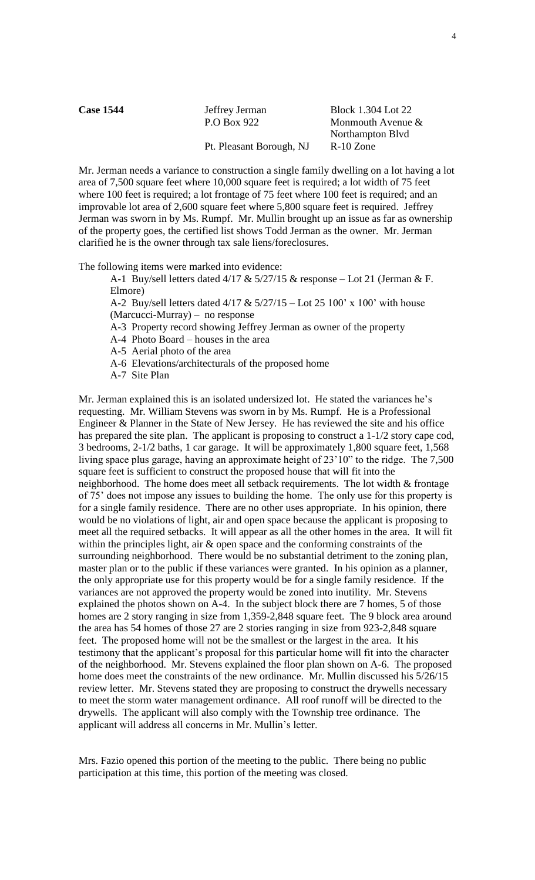**Case 1544** Jeffrey Jerman Block 1.304 Lot 22
P.O Box 922 Monmouth Avenue & Northampton Blvd
Pt. Pleasant Borough, NJ R-10 Zone

Mr. Jerman needs a variance to construction a single family dwelling on a lot having a lot area of 7,500 square feet where 10,000 square feet is required; a lot width of 75 feet where 100 feet is required; a lot frontage of 75 feet where 100 feet is required; and an improvable lot area of 2,600 square feet where 5,800 square feet is required. Jeffrey Jerman was sworn in by Ms. Rumpf. Mr. Mullin brought up an issue as far as ownership of the property goes, the certified list shows Todd Jerman as the owner. Mr. Jerman clarified he is the owner through tax sale liens/foreclosures.

The following items were marked into evidence:

A-1 Buy/sell letters dated 4/17 & 5/27/15 & response – Lot 21 (Jerman & F. Elmore)
A-2 Buy/sell letters dated 4/17 & 5/27/15 – Lot 25 100' x 100' with house (Marcucci-Murray) – no response
A-3 Property record showing Jeffrey Jerman as owner of the property
A-4 Photo Board – houses in the area
A-5 Aerial photo of the area
A-6 Elevations/architecturals of the proposed home
A-7 Site Plan

Mr. Jerman explained this is an isolated undersized lot. He stated the variances he's requesting. Mr. William Stevens was sworn in by Ms. Rumpf. He is a Professional Engineer & Planner in the State of New Jersey. He has reviewed the site and his office has prepared the site plan. The applicant is proposing to construct a 1-1/2 story cape cod, 3 bedrooms, 2-1/2 baths, 1 car garage. It will be approximately 1,800 square feet, 1,568 living space plus garage, having an approximate height of 23'10" to the ridge. The 7,500 square feet is sufficient to construct the proposed house that will fit into the neighborhood. The home does meet all setback requirements. The lot width & frontage of 75' does not impose any issues to building the home. The only use for this property is for a single family residence. There are no other uses appropriate. In his opinion, there would be no violations of light, air and open space because the applicant is proposing to meet all the required setbacks. It will appear as all the other homes in the area. It will fit within the principles light, air & open space and the conforming constraints of the surrounding neighborhood. There would be no substantial detriment to the zoning plan, master plan or to the public if these variances were granted. In his opinion as a planner, the only appropriate use for this property would be for a single family residence. If the variances are not approved the property would be zoned into inutility. Mr. Stevens explained the photos shown on A-4. In the subject block there are 7 homes, 5 of those homes are 2 story ranging in size from 1,359-2,848 square feet. The 9 block area around the area has 54 homes of those 27 are 2 stories ranging in size from 923-2,848 square feet. The proposed home will not be the smallest or the largest in the area. It his testimony that the applicant's proposal for this particular home will fit into the character of the neighborhood. Mr. Stevens explained the floor plan shown on A-6. The proposed home does meet the constraints of the new ordinance. Mr. Mullin discussed his 5/26/15 review letter. Mr. Stevens stated they are proposing to construct the drywells necessary to meet the storm water management ordinance. All roof runoff will be directed to the drywells. The applicant will also comply with the Township tree ordinance. The applicant will address all concerns in Mr. Mullin's letter.

Mrs. Fazio opened this portion of the meeting to the public. There being no public participation at this time, this portion of the meeting was closed.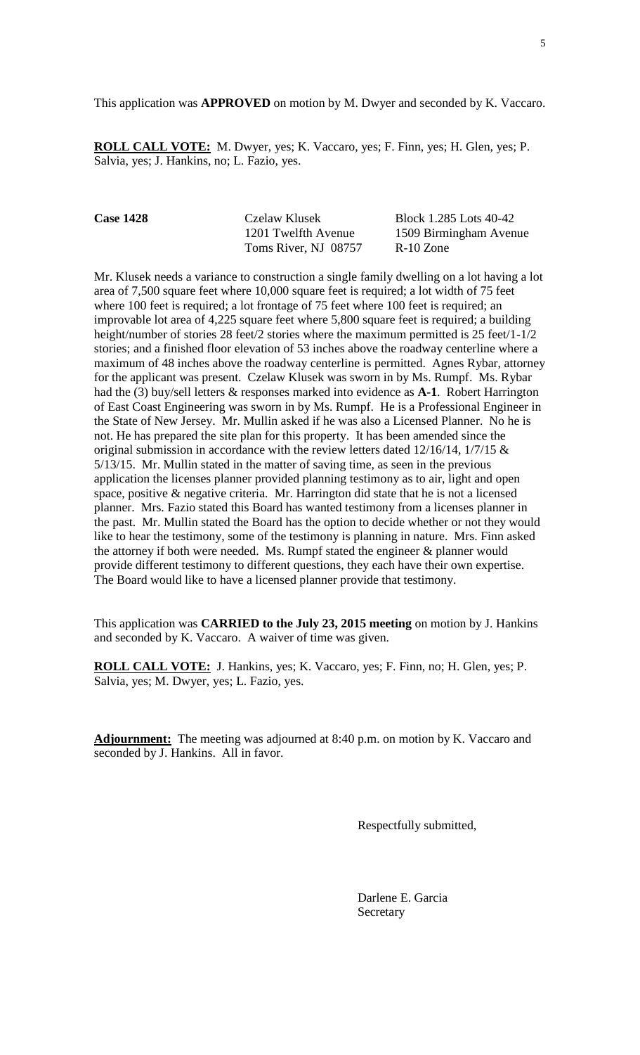This application was **APPROVED** on motion by M. Dwyer and seconded by K. Vaccaro.

**ROLL CALL VOTE:** M. Dwyer, yes; K. Vaccaro, yes; F. Finn, yes; H. Glen, yes; P. Salvia, yes; J. Hankins, no; L. Fazio, yes.

| | | |
|---|---|---|
| **Case 1428** | Czelaw Klusek | Block 1.285 Lots 40-42 |
| | 1201 Twelfth Avenue | 1509 Birmingham Avenue |
| | Toms River, NJ 08757 | R-10 Zone |

Mr. Klusek needs a variance to construction a single family dwelling on a lot having a lot area of 7,500 square feet where 10,000 square feet is required; a lot width of 75 feet where 100 feet is required; a lot frontage of 75 feet where 100 feet is required; an improvable lot area of 4,225 square feet where 5,800 square feet is required; a building height/number of stories 28 feet/2 stories where the maximum permitted is 25 feet/1-1/2 stories; and a finished floor elevation of 53 inches above the roadway centerline where a maximum of 48 inches above the roadway centerline is permitted. Agnes Rybar, attorney for the applicant was present. Czelaw Klusek was sworn in by Ms. Rumpf. Ms. Rybar had the (3) buy/sell letters & responses marked into evidence as **A-1**. Robert Harrington of East Coast Engineering was sworn in by Ms. Rumpf. He is a Professional Engineer in the State of New Jersey. Mr. Mullin asked if he was also a Licensed Planner. No he is not. He has prepared the site plan for this property. It has been amended since the original submission in accordance with the review letters dated 12/16/14, 1/7/15 & 5/13/15. Mr. Mullin stated in the matter of saving time, as seen in the previous application the licenses planner provided planning testimony as to air, light and open space, positive & negative criteria. Mr. Harrington did state that he is not a licensed planner. Mrs. Fazio stated this Board has wanted testimony from a licenses planner in the past. Mr. Mullin stated the Board has the option to decide whether or not they would like to hear the testimony, some of the testimony is planning in nature. Mrs. Finn asked the attorney if both were needed. Ms. Rumpf stated the engineer & planner would provide different testimony to different questions, they each have their own expertise. The Board would like to have a licensed planner provide that testimony.

This application was **CARRIED to the July 23, 2015 meeting** on motion by J. Hankins and seconded by K. Vaccaro. A waiver of time was given.

**ROLL CALL VOTE:** J. Hankins, yes; K. Vaccaro, yes; F. Finn, no; H. Glen, yes; P. Salvia, yes; M. Dwyer, yes; L. Fazio, yes.

**Adjournment:** The meeting was adjourned at 8:40 p.m. on motion by K. Vaccaro and seconded by J. Hankins. All in favor.

Respectfully submitted,

Darlene E. Garcia
Secretary